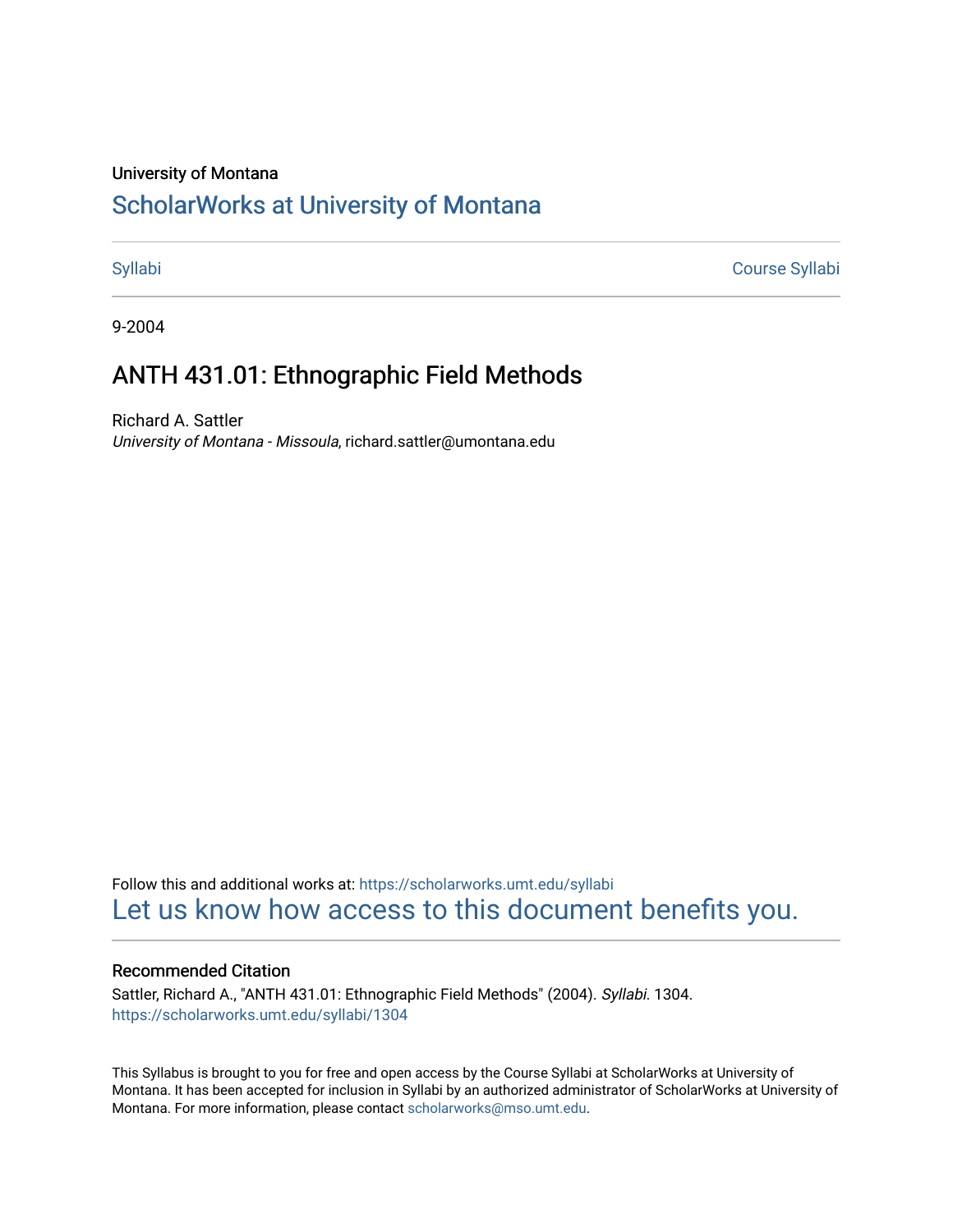University of Montana

# ScholarWorks at University of Montana

Syllabi | Course Syllabi

9-2004

## ANTH 431.01: Ethnographic Field Methods

Richard A. Sattler
*University of Montana - Missoula*, richard.sattler@umontana.edu

Follow this and additional works at: https://scholarworks.umt.edu/syllabi
Let us know how access to this document benefits you.

### Recommended Citation

Sattler, Richard A., "ANTH 431.01: Ethnographic Field Methods" (2004). *Syllabi*. 1304.
https://scholarworks.umt.edu/syllabi/1304

This Syllabus is brought to you for free and open access by the Course Syllabi at ScholarWorks at University of Montana. It has been accepted for inclusion in Syllabi by an authorized administrator of ScholarWorks at University of Montana. For more information, please contact scholarworks@mso.umt.edu.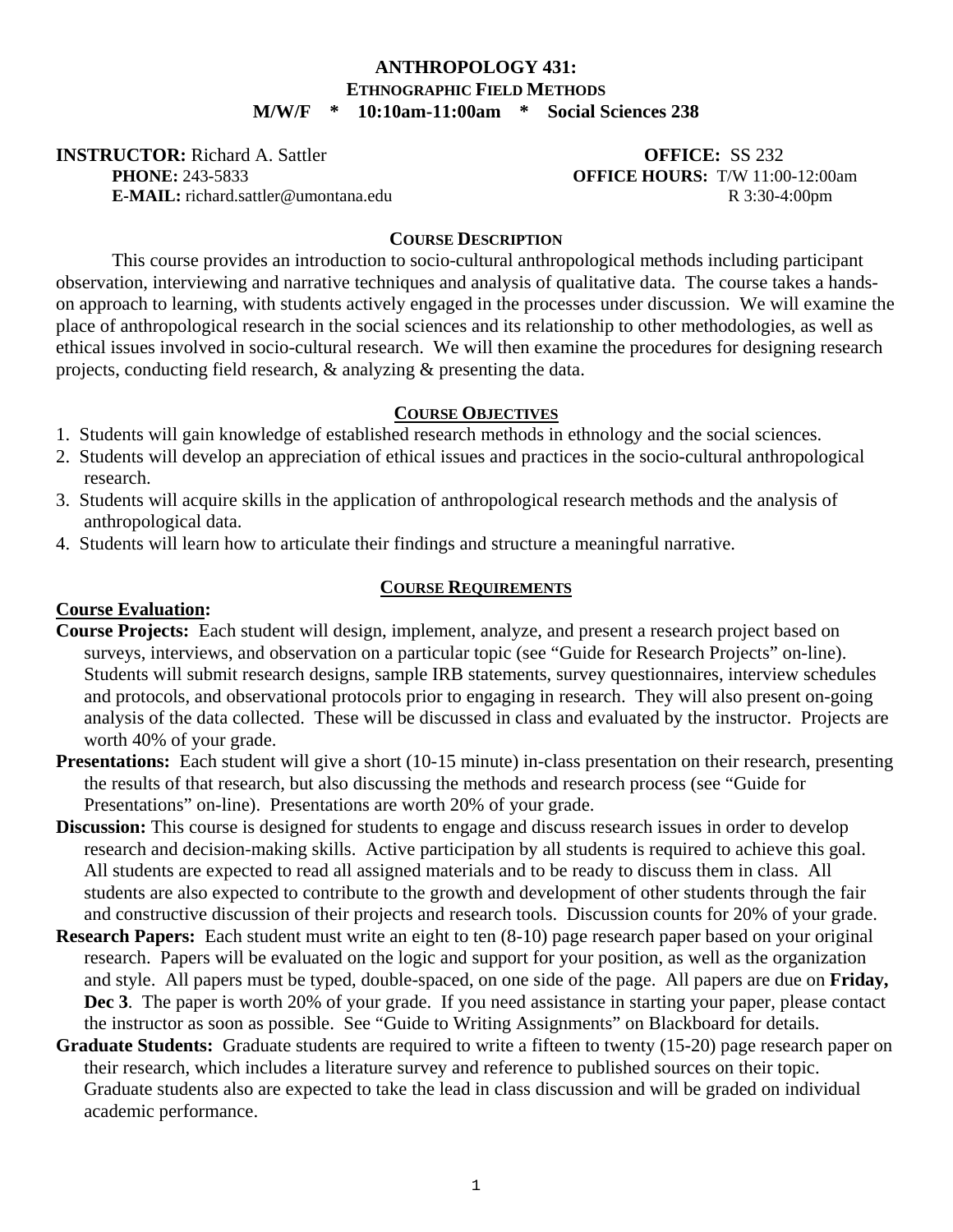# ANTHROPOLOGY 431:
## ETHNOGRAPHIC FIELD METHODS
**M/W/F * 10:10am-11:00am * Social Sciences 238**

**INSTRUCTOR:** Richard A. Sattler
**PHONE:** 243-5833
**E-MAIL:** richard.sattler@umontana.edu

**OFFICE:** SS 232
**OFFICE HOURS:** T/W 11:00-12:00am
R 3:30-4:00pm

### COURSE DESCRIPTION

This course provides an introduction to socio-cultural anthropological methods including participant observation, interviewing and narrative techniques and analysis of qualitative data. The course takes a hands-on approach to learning, with students actively engaged in the processes under discussion. We will examine the place of anthropological research in the social sciences and its relationship to other methodologies, as well as ethical issues involved in socio-cultural research. We will then examine the procedures for designing research projects, conducting field research, & analyzing & presenting the data.

### COURSE OBJECTIVES

1. Students will gain knowledge of established research methods in ethnology and the social sciences.
2. Students will develop an appreciation of ethical issues and practices in the socio-cultural anthropological research.
3. Students will acquire skills in the application of anthropological research methods and the analysis of anthropological data.
4. Students will learn how to articulate their findings and structure a meaningful narrative.

### COURSE REQUIREMENTS

**Course Evaluation:**

**Course Projects:** Each student will design, implement, analyze, and present a research project based on surveys, interviews, and observation on a particular topic (see "Guide for Research Projects" on-line). Students will submit research designs, sample IRB statements, survey questionnaires, interview schedules and protocols, and observational protocols prior to engaging in research. They will also present on-going analysis of the data collected. These will be discussed in class and evaluated by the instructor. Projects are worth 40% of your grade.

**Presentations:** Each student will give a short (10-15 minute) in-class presentation on their research, presenting the results of that research, but also discussing the methods and research process (see "Guide for Presentations" on-line). Presentations are worth 20% of your grade.

**Discussion:** This course is designed for students to engage and discuss research issues in order to develop research and decision-making skills. Active participation by all students is required to achieve this goal. All students are expected to read all assigned materials and to be ready to discuss them in class. All students are also expected to contribute to the growth and development of other students through the fair and constructive discussion of their projects and research tools. Discussion counts for 20% of your grade.

**Research Papers:** Each student must write an eight to ten (8-10) page research paper based on your original research. Papers will be evaluated on the logic and support for your position, as well as the organization and style. All papers must be typed, double-spaced, on one side of the page. All papers are due on **Friday, Dec 3**. The paper is worth 20% of your grade. If you need assistance in starting your paper, please contact the instructor as soon as possible. See "Guide to Writing Assignments" on Blackboard for details.

**Graduate Students:** Graduate students are required to write a fifteen to twenty (15-20) page research paper on their research, which includes a literature survey and reference to published sources on their topic. Graduate students also are expected to take the lead in class discussion and will be graded on individual academic performance.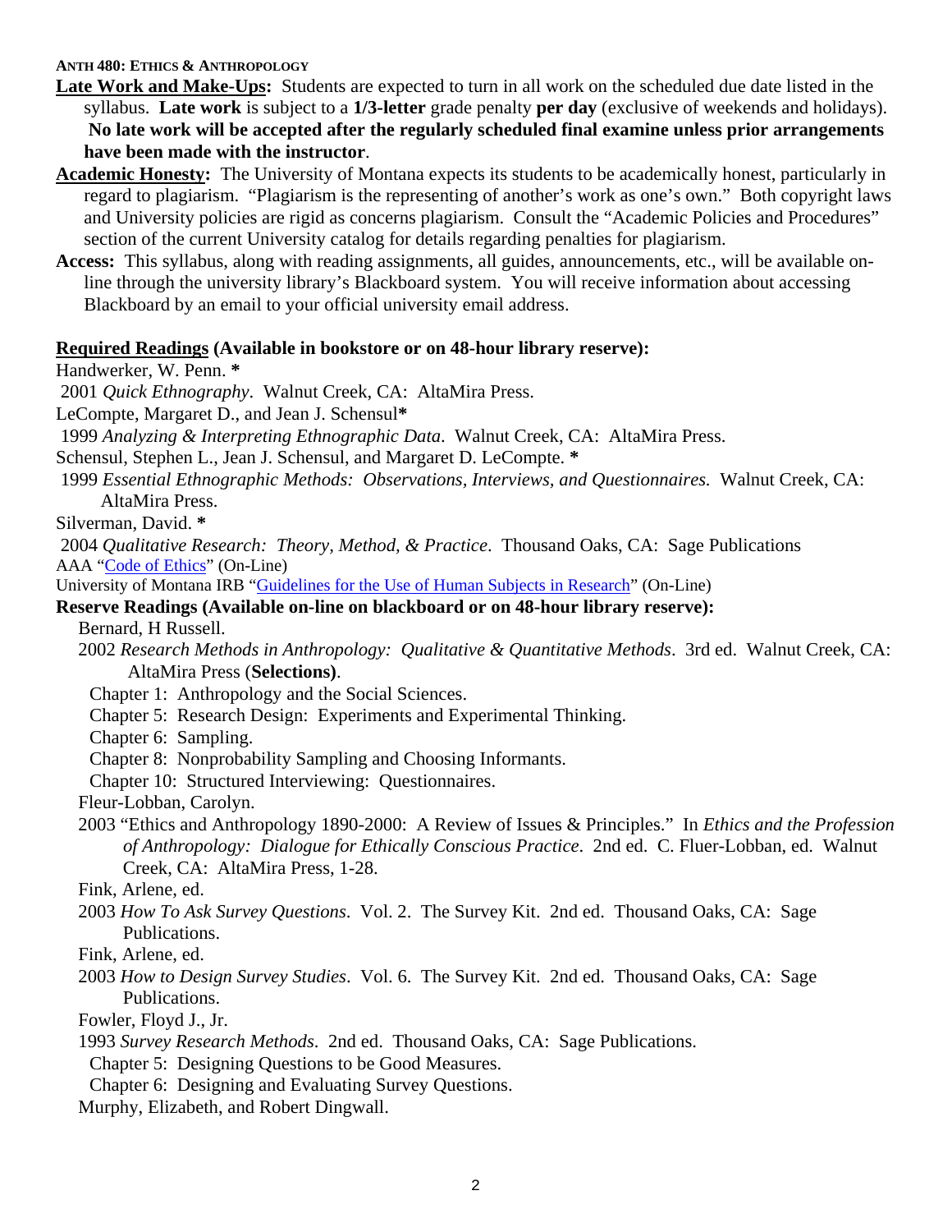**ANTH 480: ETHICS & ANTHROPOLOGY**

**Late Work and Make-Ups:** Students are expected to turn in all work on the scheduled due date listed in the syllabus. **Late work** is subject to a **1/3-letter** grade penalty **per day** (exclusive of weekends and holidays). **No late work will be accepted after the regularly scheduled final examine unless prior arrangements have been made with the instructor**.

**Academic Honesty:** The University of Montana expects its students to be academically honest, particularly in regard to plagiarism. "Plagiarism is the representing of another's work as one's own." Both copyright laws and University policies are rigid as concerns plagiarism. Consult the "Academic Policies and Procedures" section of the current University catalog for details regarding penalties for plagiarism.

**Access:** This syllabus, along with reading assignments, all guides, announcements, etc., will be available on-line through the university library's Blackboard system. You will receive information about accessing Blackboard by an email to your official university email address.

**Required Readings (Available in bookstore or on 48-hour library reserve):**

Handwerker, W. Penn. *
2001 *Quick Ethnography*. Walnut Creek, CA: AltaMira Press.

LeCompte, Margaret D., and Jean J. Schensul*
1999 *Analyzing & Interpreting Ethnographic Data*. Walnut Creek, CA: AltaMira Press.

Schensul, Stephen L., Jean J. Schensul, and Margaret D. LeCompte. *
1999 *Essential Ethnographic Methods: Observations, Interviews, and Questionnaires.* Walnut Creek, CA: AltaMira Press.

Silverman, David. *
2004 *Qualitative Research: Theory, Method, & Practice*. Thousand Oaks, CA: Sage Publications

AAA "Code of Ethics" (On-Line)

University of Montana IRB "Guidelines for the Use of Human Subjects in Research" (On-Line)

**Reserve Readings (Available on-line on blackboard or on 48-hour library reserve):**

Bernard, H Russell.
2002 *Research Methods in Anthropology: Qualitative & Quantitative Methods*. 3rd ed. Walnut Creek, CA: AltaMira Press (**Selections)**.
- Chapter 1: Anthropology and the Social Sciences.
- Chapter 5: Research Design: Experiments and Experimental Thinking.
- Chapter 6: Sampling.
- Chapter 8: Nonprobability Sampling and Choosing Informants.
- Chapter 10: Structured Interviewing: Questionnaires.

Fleur-Lobban, Carolyn.
2003 "Ethics and Anthropology 1890-2000: A Review of Issues & Principles." In *Ethics and the Profession of Anthropology: Dialogue for Ethically Conscious Practice*. 2nd ed. C. Fluer-Lobban, ed. Walnut Creek, CA: AltaMira Press, 1-28.

Fink, Arlene, ed.
2003 *How To Ask Survey Questions*. Vol. 2. The Survey Kit. 2nd ed. Thousand Oaks, CA: Sage Publications.

Fink, Arlene, ed.
2003 *How to Design Survey Studies*. Vol. 6. The Survey Kit. 2nd ed. Thousand Oaks, CA: Sage Publications.

Fowler, Floyd J., Jr.
1993 *Survey Research Methods*. 2nd ed. Thousand Oaks, CA: Sage Publications.
- Chapter 5: Designing Questions to be Good Measures.
- Chapter 6: Designing and Evaluating Survey Questions.

Murphy, Elizabeth, and Robert Dingwall.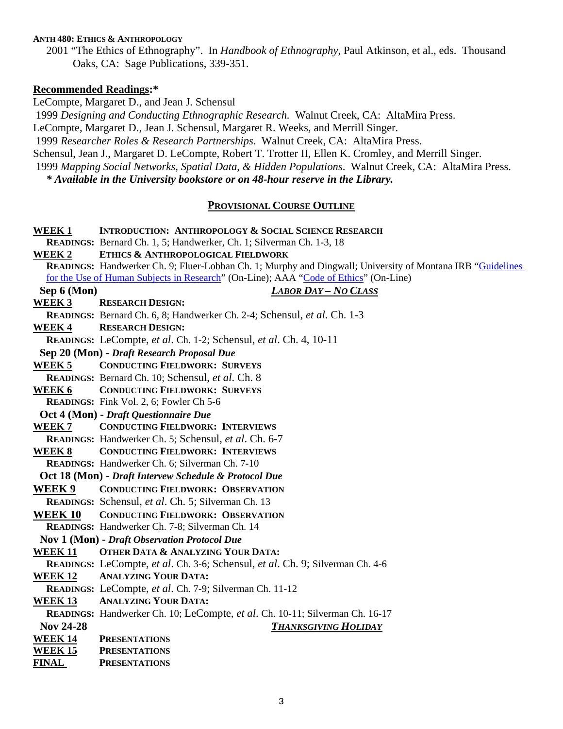2001 "The Ethics of Ethnography". In *Handbook of Ethnography*, Paul Atkinson, et al., eds. Thousand Oaks, CA: Sage Publications, 339-351.

**Recommended Readings:***

LeCompte, Margaret D., and Jean J. Schensul
1999 *Designing and Conducting Ethnographic Research.* Walnut Creek, CA: AltaMira Press.

LeCompte, Margaret D., Jean J. Schensul, Margaret R. Weeks, and Merrill Singer.
1999 *Researcher Roles & Research Partnerships*. Walnut Creek, CA: AltaMira Press.

Schensul, Jean J., Margaret D. LeCompte, Robert T. Trotter II, Ellen K. Cromley, and Merrill Singer.
1999 *Mapping Social Networks, Spatial Data, & Hidden Populations*. Walnut Creek, CA: AltaMira Press.

***\* Available in the University bookstore or on 48-hour reserve in the Library.***

## PROVISIONAL COURSE OUTLINE

**WEEK 1** **INTRODUCTION: ANTHROPOLOGY & SOCIAL SCIENCE RESEARCH**
**READINGS:** Bernard Ch. 1, 5; Handwerker, Ch. 1; Silverman Ch. 1-3, 18

**WEEK 2** **ETHICS & ANTHROPOLOGICAL FIELDWORK**
**READINGS:** Handwerker Ch. 9; Fluer-Lobban Ch. 1; Murphy and Dingwall; University of Montana IRB "Guidelines for the Use of Human Subjects in Research" (On-Line); AAA "Code of Ethics" (On-Line)

**Sep 6 (Mon)** ***LABOR DAY – NO CLASS***

**WEEK 3** **RESEARCH DESIGN:**
**READINGS:** Bernard Ch. 6, 8; Handwerker Ch. 2-4; Schensul, *et al*. Ch. 1-3

**WEEK 4** **RESEARCH DESIGN:**
**READINGS:** LeCompte, *et al*. Ch. 1-2; Schensul, *et al*. Ch. 4, 10-11

**Sep 20 (Mon) - *Draft Research Proposal Due***

**WEEK 5** **CONDUCTING FIELDWORK: SURVEYS**
**READINGS:** Bernard Ch. 10; Schensul, *et al*. Ch. 8

**WEEK 6** **CONDUCTING FIELDWORK: SURVEYS**
**READINGS:** Fink Vol. 2, 6; Fowler Ch 5-6

**Oct 4 (Mon) - *Draft Questionnaire Due***

**WEEK 7** **CONDUCTING FIELDWORK: INTERVIEWS**
**READINGS:** Handwerker Ch. 5; Schensul, *et al*. Ch. 6-7

**WEEK 8** **CONDUCTING FIELDWORK: INTERVIEWS**
**READINGS:** Handwerker Ch. 6; Silverman Ch. 7-10

**Oct 18 (Mon) - *Draft Intervew Schedule & Protocol Due***

**WEEK 9** **CONDUCTING FIELDWORK: OBSERVATION**
**READINGS:** Schensul, *et al*. Ch. 5; Silverman Ch. 13

**WEEK 10** **CONDUCTING FIELDWORK: OBSERVATION**
**READINGS:** Handwerker Ch. 7-8; Silverman Ch. 14

**Nov 1 (Mon) - *Draft Observation Protocol Due***

**WEEK 11** **OTHER DATA & ANALYZING YOUR DATA:**
**READINGS:** LeCompte, *et al*. Ch. 3-6; Schensul, *et al*. Ch. 9; Silverman Ch. 4-6

**WEEK 12** **ANALYZING YOUR DATA:**
**READINGS:** LeCompte, *et al*. Ch. 7-9; Silverman Ch. 11-12

**WEEK 13** **ANALYZING YOUR DATA:**
**READINGS:** Handwerker Ch. 10; LeCompte, *et al*. Ch. 10-11; Silverman Ch. 16-17

**Nov 24-28** ***THANKSGIVING HOLIDAY***

**WEEK 14** **PRESENTATIONS**

**WEEK 15** **PRESENTATIONS**

**FINAL** **PRESENTATIONS**